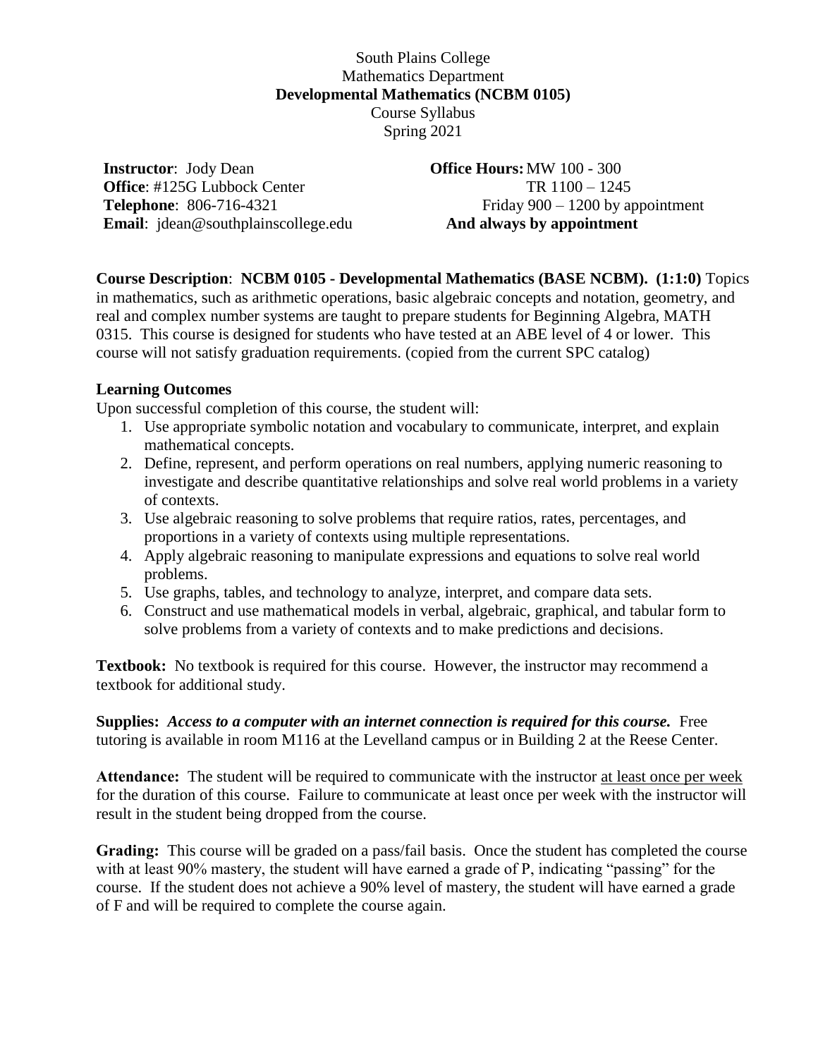South Plains College
Mathematics Department
**Developmental Mathematics (NCBM 0105)**
Course Syllabus
Spring 2021

**Instructor**: Jody Dean
**Office**: #125G Lubbock Center
**Telephone**: 806-716-4321
**Email**: jdean@southplainscollege.edu

**Office Hours:** MW 100 - 300
TR 1100 – 1245
Friday 900 – 1200 by appointment
**And always by appointment**

**Course Description**: **NCBM 0105 - Developmental Mathematics (BASE NCBM). (1:1:0)** Topics in mathematics, such as arithmetic operations, basic algebraic concepts and notation, geometry, and real and complex number systems are taught to prepare students for Beginning Algebra, MATH 0315. This course is designed for students who have tested at an ABE level of 4 or lower. This course will not satisfy graduation requirements. (copied from the current SPC catalog)

**Learning Outcomes**

Upon successful completion of this course, the student will:

1. Use appropriate symbolic notation and vocabulary to communicate, interpret, and explain mathematical concepts.
2. Define, represent, and perform operations on real numbers, applying numeric reasoning to investigate and describe quantitative relationships and solve real world problems in a variety of contexts.
3. Use algebraic reasoning to solve problems that require ratios, rates, percentages, and proportions in a variety of contexts using multiple representations.
4. Apply algebraic reasoning to manipulate expressions and equations to solve real world problems.
5. Use graphs, tables, and technology to analyze, interpret, and compare data sets.
6. Construct and use mathematical models in verbal, algebraic, graphical, and tabular form to solve problems from a variety of contexts and to make predictions and decisions.

**Textbook:** No textbook is required for this course. However, the instructor may recommend a textbook for additional study.

**Supplies:** ***Access to a computer with an internet connection is required for this course.*** Free tutoring is available in room M116 at the Levelland campus or in Building 2 at the Reese Center.

**Attendance:** The student will be required to communicate with the instructor at least once per week for the duration of this course. Failure to communicate at least once per week with the instructor will result in the student being dropped from the course.

**Grading:** This course will be graded on a pass/fail basis. Once the student has completed the course with at least 90% mastery, the student will have earned a grade of P, indicating "passing" for the course. If the student does not achieve a 90% level of mastery, the student will have earned a grade of F and will be required to complete the course again.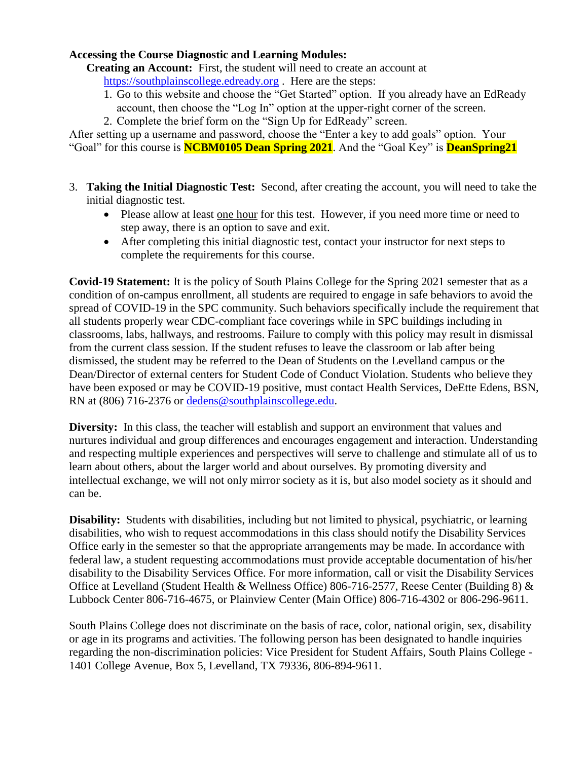**Accessing the Course Diagnostic and Learning Modules:**

**Creating an Account:** First, the student will need to create an account at https://southplainscollege.edready.org . Here are the steps:

1. Go to this website and choose the "Get Started" option. If you already have an EdReady account, then choose the "Log In" option at the upper-right corner of the screen.
2. Complete the brief form on the "Sign Up for EdReady" screen.

After setting up a username and password, choose the "Enter a key to add goals" option. Your "Goal" for this course is **NCBM0105 Dean Spring 2021**. And the "Goal Key" is **DeanSpring21**

3. **Taking the Initial Diagnostic Test:** Second, after creating the account, you will need to take the initial diagnostic test.
   - Please allow at least one hour for this test. However, if you need more time or need to step away, there is an option to save and exit.
   - After completing this initial diagnostic test, contact your instructor for next steps to complete the requirements for this course.

**Covid-19 Statement:** It is the policy of South Plains College for the Spring 2021 semester that as a condition of on-campus enrollment, all students are required to engage in safe behaviors to avoid the spread of COVID-19 in the SPC community. Such behaviors specifically include the requirement that all students properly wear CDC-compliant face coverings while in SPC buildings including in classrooms, labs, hallways, and restrooms. Failure to comply with this policy may result in dismissal from the current class session. If the student refuses to leave the classroom or lab after being dismissed, the student may be referred to the Dean of Students on the Levelland campus or the Dean/Director of external centers for Student Code of Conduct Violation. Students who believe they have been exposed or may be COVID-19 positive, must contact Health Services, DeEtte Edens, BSN, RN at (806) 716-2376 or dedens@southplainscollege.edu.

**Diversity:** In this class, the teacher will establish and support an environment that values and nurtures individual and group differences and encourages engagement and interaction. Understanding and respecting multiple experiences and perspectives will serve to challenge and stimulate all of us to learn about others, about the larger world and about ourselves. By promoting diversity and intellectual exchange, we will not only mirror society as it is, but also model society as it should and can be.

**Disability:** Students with disabilities, including but not limited to physical, psychiatric, or learning disabilities, who wish to request accommodations in this class should notify the Disability Services Office early in the semester so that the appropriate arrangements may be made. In accordance with federal law, a student requesting accommodations must provide acceptable documentation of his/her disability to the Disability Services Office. For more information, call or visit the Disability Services Office at Levelland (Student Health & Wellness Office) 806-716-2577, Reese Center (Building 8) & Lubbock Center 806-716-4675, or Plainview Center (Main Office) 806-716-4302 or 806-296-9611.

South Plains College does not discriminate on the basis of race, color, national origin, sex, disability or age in its programs and activities. The following person has been designated to handle inquiries regarding the non-discrimination policies: Vice President for Student Affairs, South Plains College - 1401 College Avenue, Box 5, Levelland, TX 79336, 806-894-9611.